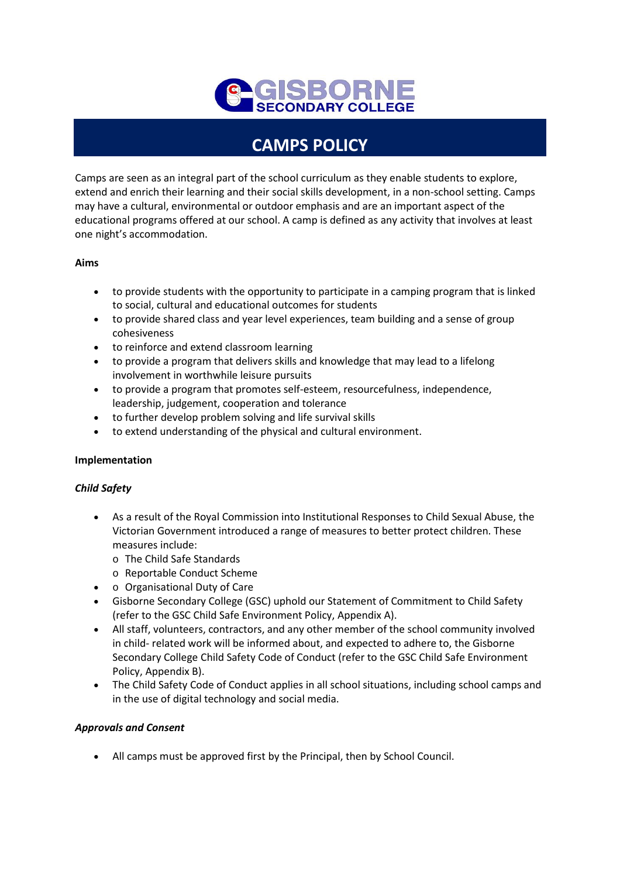# CAMPS POLICY

Camps are seen as an integral part of the school curriculum as they enable students to explore, extend and enrich their learning and their social skills development, in a non-school setting. Camps may have a cultural, environmental or outdoor emphasis and are an important aspect of the educational programs offered at our school. A camp is defined as any activity that involves at least one night's accommodation.

**Aims**

- to provide students with the opportunity to participate in a camping program that is linked to social, cultural and educational outcomes for students
- to provide shared class and year level experiences, team building and a sense of group cohesiveness
- to reinforce and extend classroom learning
- to provide a program that delivers skills and knowledge that may lead to a lifelong involvement in worthwhile leisure pursuits
- to provide a program that promotes self-esteem, resourcefulness, independence, leadership, judgement, cooperation and tolerance
- to further develop problem solving and life survival skills
- to extend understanding of the physical and cultural environment.

**Implementation**

***Child Safety***

- As a result of the Royal Commission into Institutional Responses to Child Sexual Abuse, the Victorian Government introduced a range of measures to better protect children. These measures include:
  - The Child Safe Standards
  - Reportable Conduct Scheme
- o Organisational Duty of Care
- Gisborne Secondary College (GSC) uphold our Statement of Commitment to Child Safety (refer to the GSC Child Safe Environment Policy, Appendix A).
- All staff, volunteers, contractors, and any other member of the school community involved in child- related work will be informed about, and expected to adhere to, the Gisborne Secondary College Child Safety Code of Conduct (refer to the GSC Child Safe Environment Policy, Appendix B).
- The Child Safety Code of Conduct applies in all school situations, including school camps and in the use of digital technology and social media.

***Approvals and Consent***

- All camps must be approved first by the Principal, then by School Council.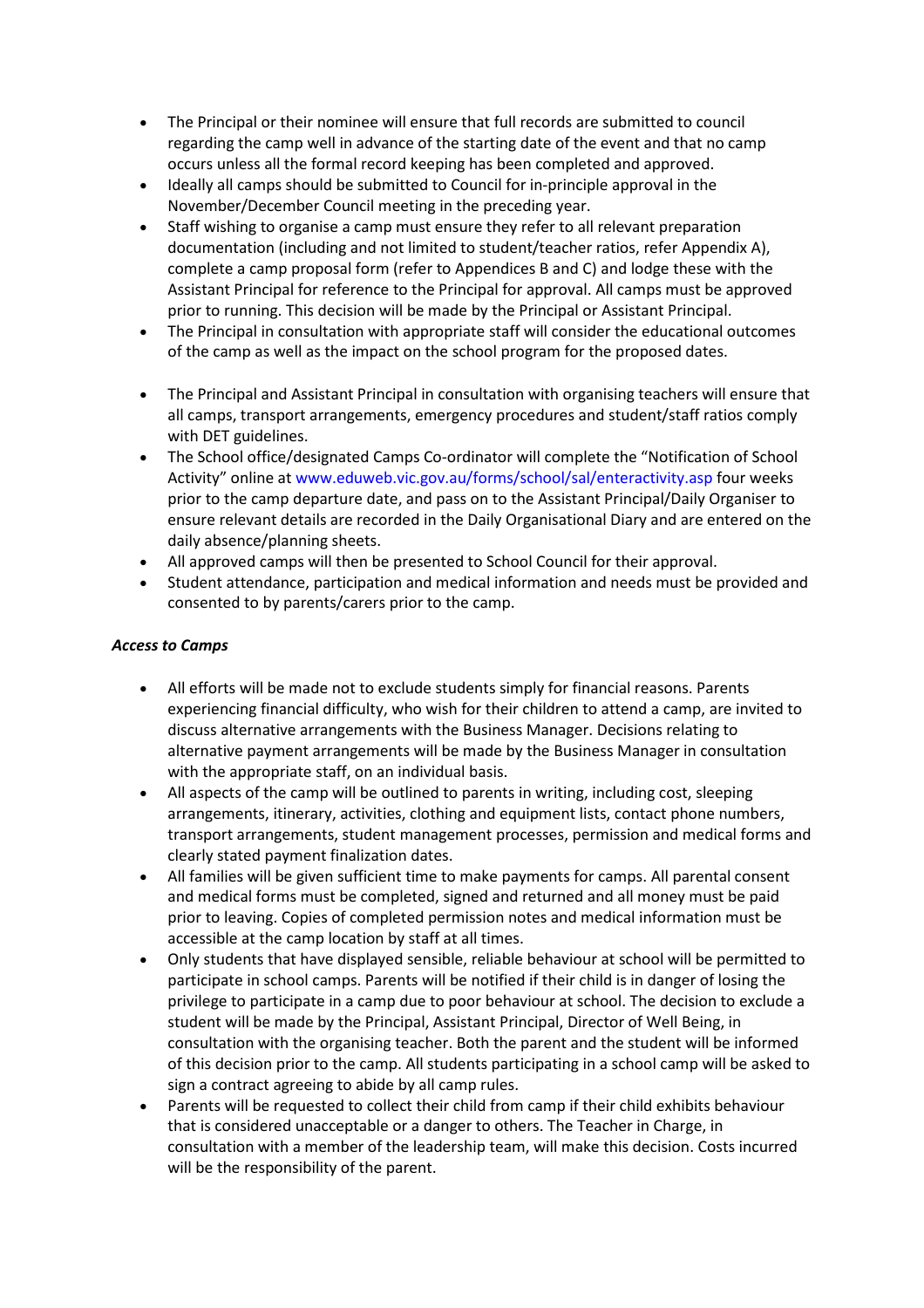- The Principal or their nominee will ensure that full records are submitted to council regarding the camp well in advance of the starting date of the event and that no camp occurs unless all the formal record keeping has been completed and approved.
- Ideally all camps should be submitted to Council for in-principle approval in the November/December Council meeting in the preceding year.
- Staff wishing to organise a camp must ensure they refer to all relevant preparation documentation (including and not limited to student/teacher ratios, refer Appendix A), complete a camp proposal form (refer to Appendices B and C) and lodge these with the Assistant Principal for reference to the Principal for approval. All camps must be approved prior to running. This decision will be made by the Principal or Assistant Principal.
- The Principal in consultation with appropriate staff will consider the educational outcomes of the camp as well as the impact on the school program for the proposed dates.
- The Principal and Assistant Principal in consultation with organising teachers will ensure that all camps, transport arrangements, emergency procedures and student/staff ratios comply with DET guidelines.
- The School office/designated Camps Co-ordinator will complete the "Notification of School Activity" online at www.eduweb.vic.gov.au/forms/school/sal/enteractivity.asp four weeks prior to the camp departure date, and pass on to the Assistant Principal/Daily Organiser to ensure relevant details are recorded in the Daily Organisational Diary and are entered on the daily absence/planning sheets.
- All approved camps will then be presented to School Council for their approval.
- Student attendance, participation and medical information and needs must be provided and consented to by parents/carers prior to the camp.

***Access to Camps***

- All efforts will be made not to exclude students simply for financial reasons. Parents experiencing financial difficulty, who wish for their children to attend a camp, are invited to discuss alternative arrangements with the Business Manager. Decisions relating to alternative payment arrangements will be made by the Business Manager in consultation with the appropriate staff, on an individual basis.
- All aspects of the camp will be outlined to parents in writing, including cost, sleeping arrangements, itinerary, activities, clothing and equipment lists, contact phone numbers, transport arrangements, student management processes, permission and medical forms and clearly stated payment finalization dates.
- All families will be given sufficient time to make payments for camps. All parental consent and medical forms must be completed, signed and returned and all money must be paid prior to leaving. Copies of completed permission notes and medical information must be accessible at the camp location by staff at all times.
- Only students that have displayed sensible, reliable behaviour at school will be permitted to participate in school camps. Parents will be notified if their child is in danger of losing the privilege to participate in a camp due to poor behaviour at school. The decision to exclude a student will be made by the Principal, Assistant Principal, Director of Well Being, in consultation with the organising teacher. Both the parent and the student will be informed of this decision prior to the camp. All students participating in a school camp will be asked to sign a contract agreeing to abide by all camp rules.
- Parents will be requested to collect their child from camp if their child exhibits behaviour that is considered unacceptable or a danger to others. The Teacher in Charge, in consultation with a member of the leadership team, will make this decision. Costs incurred will be the responsibility of the parent.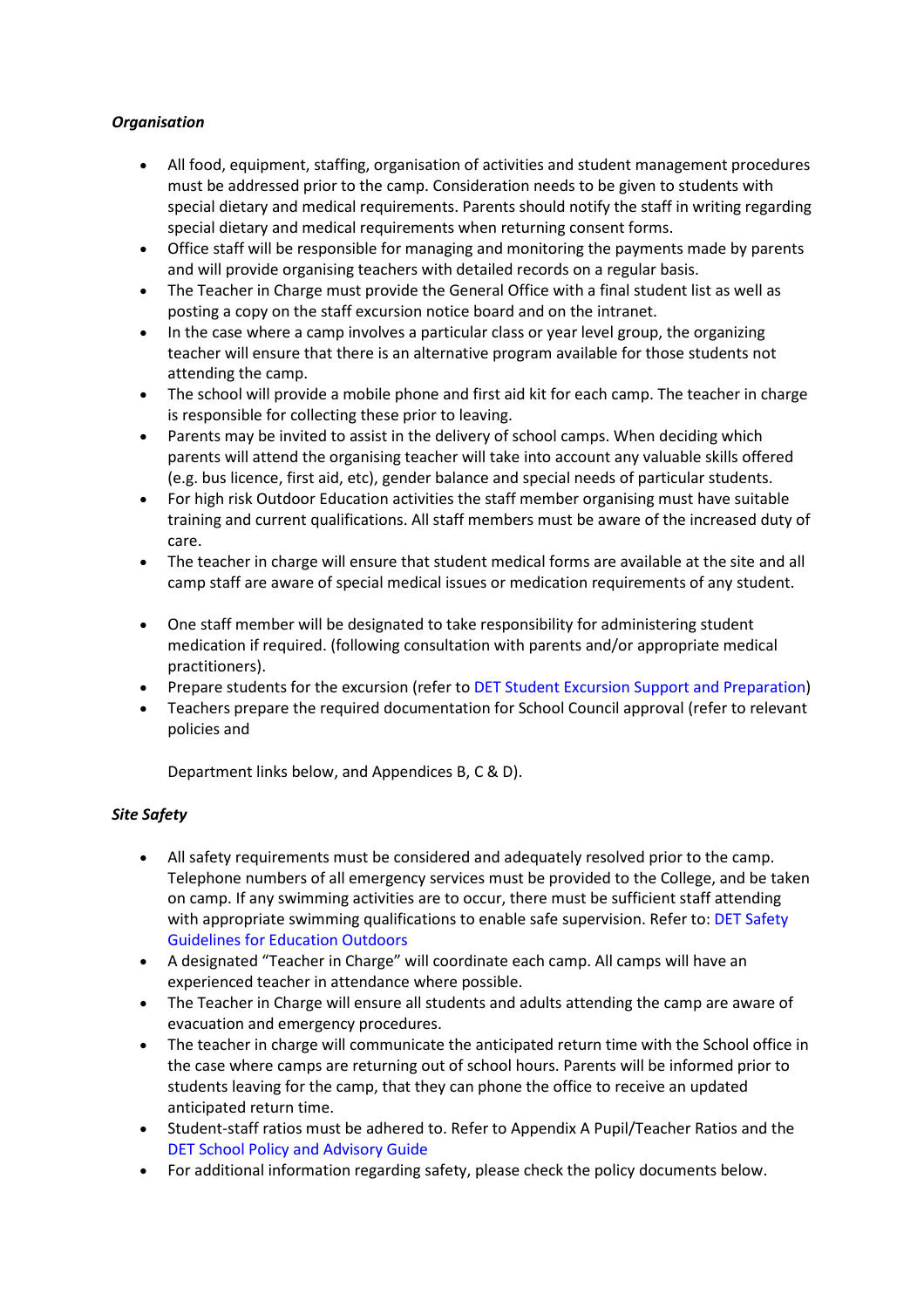***Organisation***

- All food, equipment, staffing, organisation of activities and student management procedures must be addressed prior to the camp. Consideration needs to be given to students with special dietary and medical requirements. Parents should notify the staff in writing regarding special dietary and medical requirements when returning consent forms.
- Office staff will be responsible for managing and monitoring the payments made by parents and will provide organising teachers with detailed records on a regular basis.
- The Teacher in Charge must provide the General Office with a final student list as well as posting a copy on the staff excursion notice board and on the intranet.
- In the case where a camp involves a particular class or year level group, the organizing teacher will ensure that there is an alternative program available for those students not attending the camp.
- The school will provide a mobile phone and first aid kit for each camp. The teacher in charge is responsible for collecting these prior to leaving.
- Parents may be invited to assist in the delivery of school camps. When deciding which parents will attend the organising teacher will take into account any valuable skills offered (e.g. bus licence, first aid, etc), gender balance and special needs of particular students.
- For high risk Outdoor Education activities the staff member organising must have suitable training and current qualifications. All staff members must be aware of the increased duty of care.
- The teacher in charge will ensure that student medical forms are available at the site and all camp staff are aware of special medical issues or medication requirements of any student.

- One staff member will be designated to take responsibility for administering student medication if required. (following consultation with parents and/or appropriate medical practitioners).
- Prepare students for the excursion (refer to DET Student Excursion Support and Preparation)
- Teachers prepare the required documentation for School Council approval (refer to relevant policies and

  Department links below, and Appendices B, C & D).

***Site Safety***

- All safety requirements must be considered and adequately resolved prior to the camp. Telephone numbers of all emergency services must be provided to the College, and be taken on camp. If any swimming activities are to occur, there must be sufficient staff attending with appropriate swimming qualifications to enable safe supervision. Refer to: DET Safety Guidelines for Education Outdoors
- A designated "Teacher in Charge" will coordinate each camp. All camps will have an experienced teacher in attendance where possible.
- The Teacher in Charge will ensure all students and adults attending the camp are aware of evacuation and emergency procedures.
- The teacher in charge will communicate the anticipated return time with the School office in the case where camps are returning out of school hours. Parents will be informed prior to students leaving for the camp, that they can phone the office to receive an updated anticipated return time.
- Student-staff ratios must be adhered to. Refer to Appendix A Pupil/Teacher Ratios and the DET School Policy and Advisory Guide
- For additional information regarding safety, please check the policy documents below.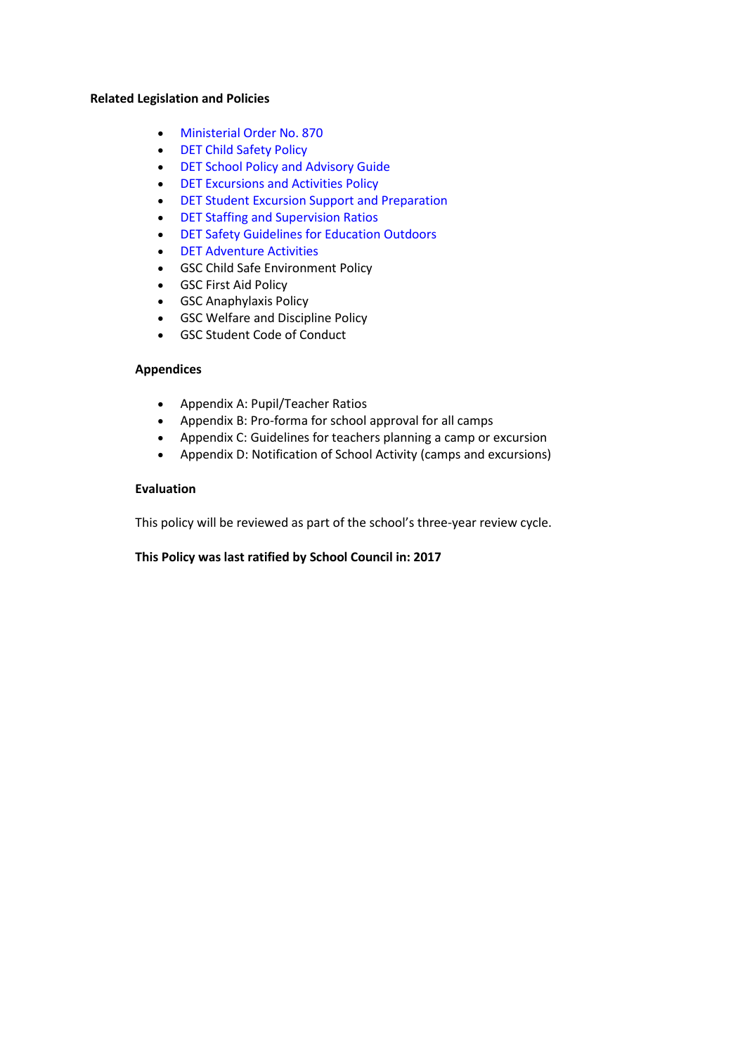**Related Legislation and Policies**

- Ministerial Order No. 870
- DET Child Safety Policy
- DET School Policy and Advisory Guide
- DET Excursions and Activities Policy
- DET Student Excursion Support and Preparation
- DET Staffing and Supervision Ratios
- DET Safety Guidelines for Education Outdoors
- DET Adventure Activities
- GSC Child Safe Environment Policy
- GSC First Aid Policy
- GSC Anaphylaxis Policy
- GSC Welfare and Discipline Policy
- GSC Student Code of Conduct

**Appendices**

- Appendix A: Pupil/Teacher Ratios
- Appendix B: Pro-forma for school approval for all camps
- Appendix C: Guidelines for teachers planning a camp or excursion
- Appendix D: Notification of School Activity (camps and excursions)

**Evaluation**

This policy will be reviewed as part of the school's three-year review cycle.

**This Policy was last ratified by School Council in: 2017**